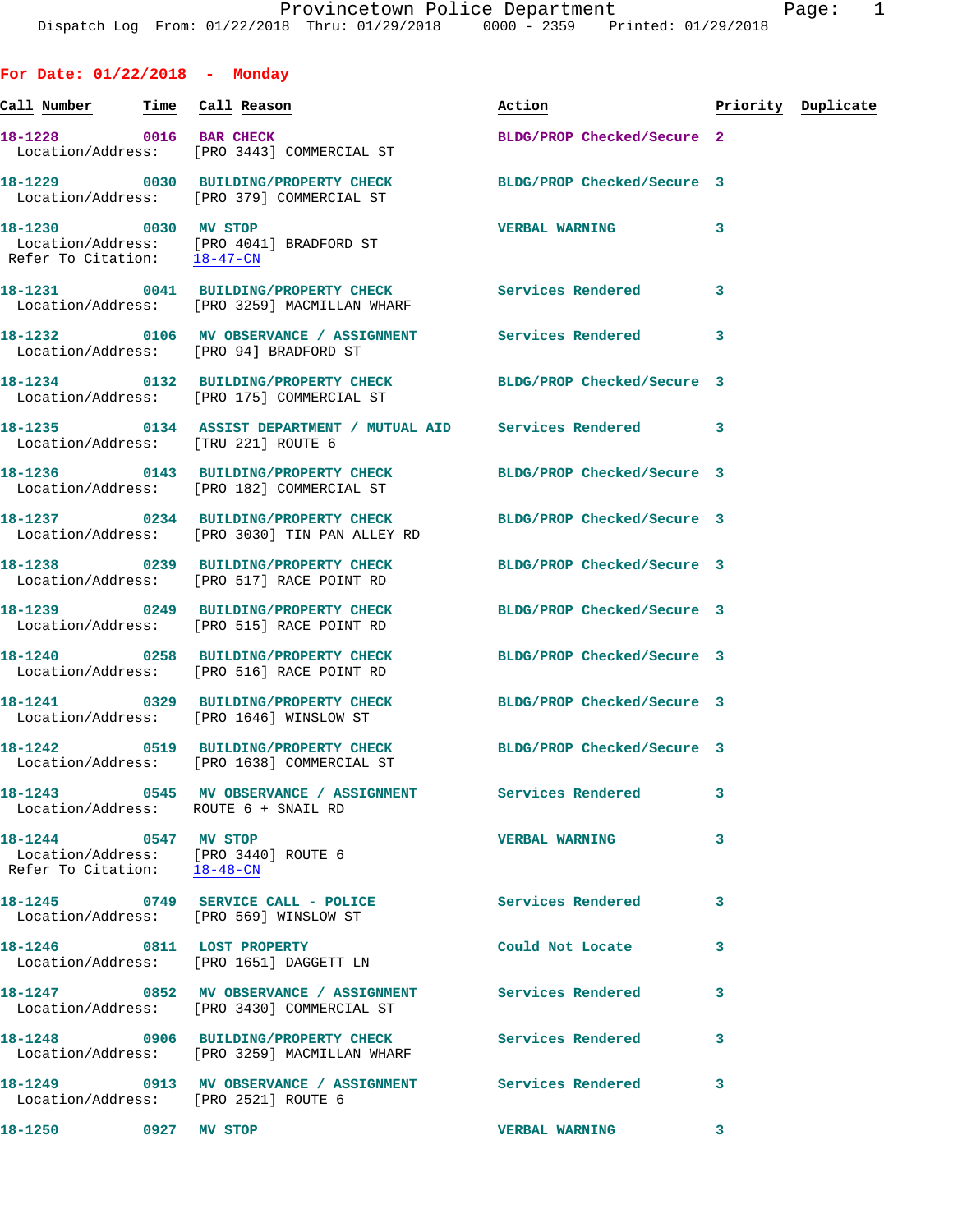Provincetown Police Department
Dispatch Log From: 01/22/2018 Thru: 01/29/2018 0000 - 2359 Printed: 01/29/2018

## For Date: 01/22/2018 - Monday

| Call Number | Time | Call Reason | Action | Priority | Duplicate |
|---|---|---|---|---|---|
| 18-1228 | 0016 | BAR CHECK | BLDG/PROP Checked/Secure | 2 | |
| Location/Address: | | [PRO 3443] COMMERCIAL ST | | | |
| 18-1229 | 0030 | BUILDING/PROPERTY CHECK | BLDG/PROP Checked/Secure | 3 | |
| Location/Address: | | [PRO 379] COMMERCIAL ST | | | |
| 18-1230 | 0030 | MV STOP | VERBAL WARNING | 3 | |
| Location/Address: | | [PRO 4041] BRADFORD ST | | | |
| Refer To Citation: | | 18-47-CN | | | |
| 18-1231 | 0041 | BUILDING/PROPERTY CHECK | Services Rendered | 3 | |
| Location/Address: | | [PRO 3259] MACMILLAN WHARF | | | |
| 18-1232 | 0106 | MV OBSERVANCE / ASSIGNMENT | Services Rendered | 3 | |
| Location/Address: | | [PRO 94] BRADFORD ST | | | |
| 18-1234 | 0132 | BUILDING/PROPERTY CHECK | BLDG/PROP Checked/Secure | 3 | |
| Location/Address: | | [PRO 175] COMMERCIAL ST | | | |
| 18-1235 | 0134 | ASSIST DEPARTMENT / MUTUAL AID | Services Rendered | 3 | |
| Location/Address: | | [TRU 221] ROUTE 6 | | | |
| 18-1236 | 0143 | BUILDING/PROPERTY CHECK | BLDG/PROP Checked/Secure | 3 | |
| Location/Address: | | [PRO 182] COMMERCIAL ST | | | |
| 18-1237 | 0234 | BUILDING/PROPERTY CHECK | BLDG/PROP Checked/Secure | 3 | |
| Location/Address: | | [PRO 3030] TIN PAN ALLEY RD | | | |
| 18-1238 | 0239 | BUILDING/PROPERTY CHECK | BLDG/PROP Checked/Secure | 3 | |
| Location/Address: | | [PRO 517] RACE POINT RD | | | |
| 18-1239 | 0249 | BUILDING/PROPERTY CHECK | BLDG/PROP Checked/Secure | 3 | |
| Location/Address: | | [PRO 515] RACE POINT RD | | | |
| 18-1240 | 0258 | BUILDING/PROPERTY CHECK | BLDG/PROP Checked/Secure | 3 | |
| Location/Address: | | [PRO 516] RACE POINT RD | | | |
| 18-1241 | 0329 | BUILDING/PROPERTY CHECK | BLDG/PROP Checked/Secure | 3 | |
| Location/Address: | | [PRO 1646] WINSLOW ST | | | |
| 18-1242 | 0519 | BUILDING/PROPERTY CHECK | BLDG/PROP Checked/Secure | 3 | |
| Location/Address: | | [PRO 1638] COMMERCIAL ST | | | |
| 18-1243 | 0545 | MV OBSERVANCE / ASSIGNMENT | Services Rendered | 3 | |
| Location/Address: | | ROUTE 6 + SNAIL RD | | | |
| 18-1244 | 0547 | MV STOP | VERBAL WARNING | 3 | |
| Location/Address: | | [PRO 3440] ROUTE 6 | | | |
| Refer To Citation: | | 18-48-CN | | | |
| 18-1245 | 0749 | SERVICE CALL - POLICE | Services Rendered | 3 | |
| Location/Address: | | [PRO 569] WINSLOW ST | | | |
| 18-1246 | 0811 | LOST PROPERTY | Could Not Locate | 3 | |
| Location/Address: | | [PRO 1651] DAGGETT LN | | | |
| 18-1247 | 0852 | MV OBSERVANCE / ASSIGNMENT | Services Rendered | 3 | |
| Location/Address: | | [PRO 3430] COMMERCIAL ST | | | |
| 18-1248 | 0906 | BUILDING/PROPERTY CHECK | Services Rendered | 3 | |
| Location/Address: | | [PRO 3259] MACMILLAN WHARF | | | |
| 18-1249 | 0913 | MV OBSERVANCE / ASSIGNMENT | Services Rendered | 3 | |
| Location/Address: | | [PRO 2521] ROUTE 6 | | | |
| 18-1250 | 0927 | MV STOP | VERBAL WARNING | 3 | |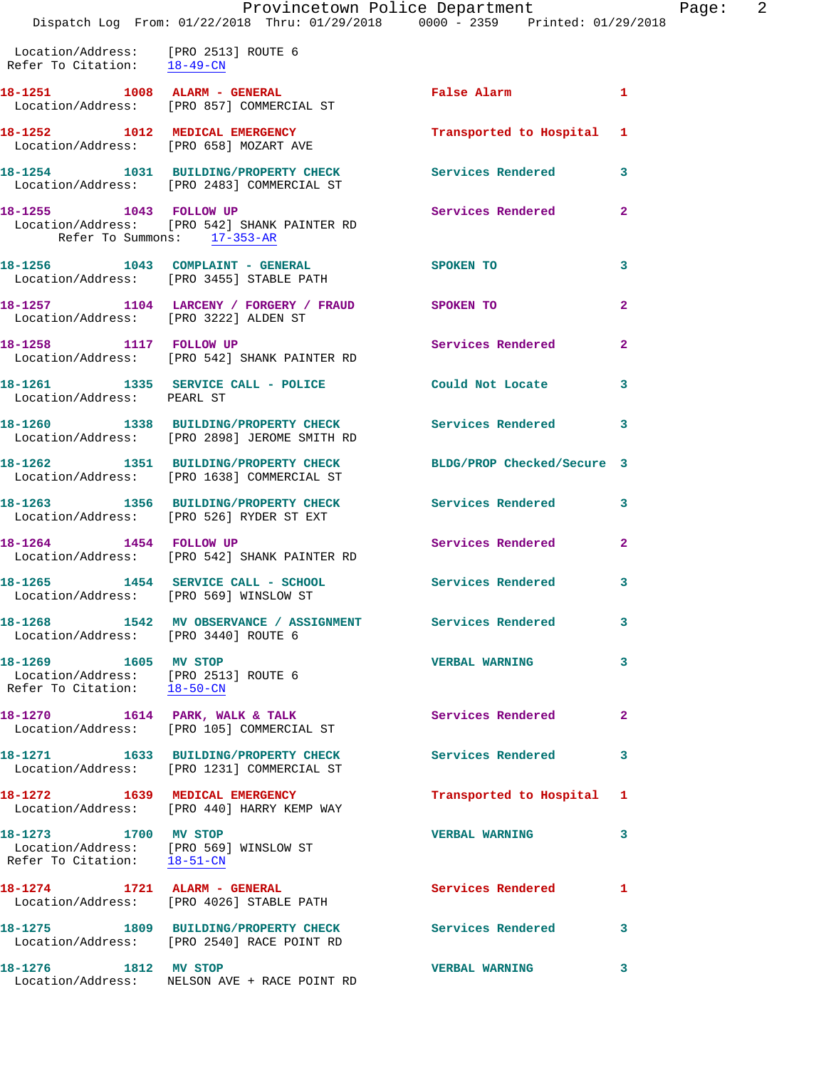Location/Address: [PRO 2513] ROUTE 6
Refer To Citation: 18-49-CN

**18-1251** 1008 **ALARM - GENERAL** False Alarm 1
Location/Address: [PRO 857] COMMERCIAL ST

**18-1252** 1012 **MEDICAL EMERGENCY** Transported to Hospital 1
Location/Address: [PRO 658] MOZART AVE

**18-1254** 1031 **BUILDING/PROPERTY CHECK** Services Rendered 3
Location/Address: [PRO 2483] COMMERCIAL ST

**18-1255** 1043 **FOLLOW UP** Services Rendered 2
Location/Address: [PRO 542] SHANK PAINTER RD
Refer To Summons: 17-353-AR

**18-1256** 1043 **COMPLAINT - GENERAL** SPOKEN TO 3
Location/Address: [PRO 3455] STABLE PATH

**18-1257** 1104 **LARCENY / FORGERY / FRAUD** SPOKEN TO 2
Location/Address: [PRO 3222] ALDEN ST

**18-1258** 1117 **FOLLOW UP** Services Rendered 2
Location/Address: [PRO 542] SHANK PAINTER RD

**18-1261** 1335 **SERVICE CALL - POLICE** Could Not Locate 3
Location/Address: PEARL ST

**18-1260** 1338 **BUILDING/PROPERTY CHECK** Services Rendered 3
Location/Address: [PRO 2898] JEROME SMITH RD

**18-1262** 1351 **BUILDING/PROPERTY CHECK** BLDG/PROP Checked/Secure 3
Location/Address: [PRO 1638] COMMERCIAL ST

**18-1263** 1356 **BUILDING/PROPERTY CHECK** Services Rendered 3
Location/Address: [PRO 526] RYDER ST EXT

**18-1264** 1454 **FOLLOW UP** Services Rendered 2
Location/Address: [PRO 542] SHANK PAINTER RD

**18-1265** 1454 **SERVICE CALL - SCHOOL** Services Rendered 3
Location/Address: [PRO 569] WINSLOW ST

**18-1268** 1542 **MV OBSERVANCE / ASSIGNMENT** Services Rendered 3
Location/Address: [PRO 3440] ROUTE 6

**18-1269** 1605 **MV STOP** VERBAL WARNING 3
Location/Address: [PRO 2513] ROUTE 6
Refer To Citation: 18-50-CN

**18-1270** 1614 **PARK, WALK & TALK** Services Rendered 2
Location/Address: [PRO 105] COMMERCIAL ST

**18-1271** 1633 **BUILDING/PROPERTY CHECK** Services Rendered 3
Location/Address: [PRO 1231] COMMERCIAL ST

**18-1272** 1639 **MEDICAL EMERGENCY** Transported to Hospital 1
Location/Address: [PRO 440] HARRY KEMP WAY

**18-1273** 1700 **MV STOP** VERBAL WARNING 3
Location/Address: [PRO 569] WINSLOW ST
Refer To Citation: 18-51-CN

**18-1274** 1721 **ALARM - GENERAL** Services Rendered 1
Location/Address: [PRO 4026] STABLE PATH

**18-1275** 1809 **BUILDING/PROPERTY CHECK** Services Rendered 3
Location/Address: [PRO 2540] RACE POINT RD

**18-1276** 1812 **MV STOP** VERBAL WARNING 3
Location/Address: NELSON AVE + RACE POINT RD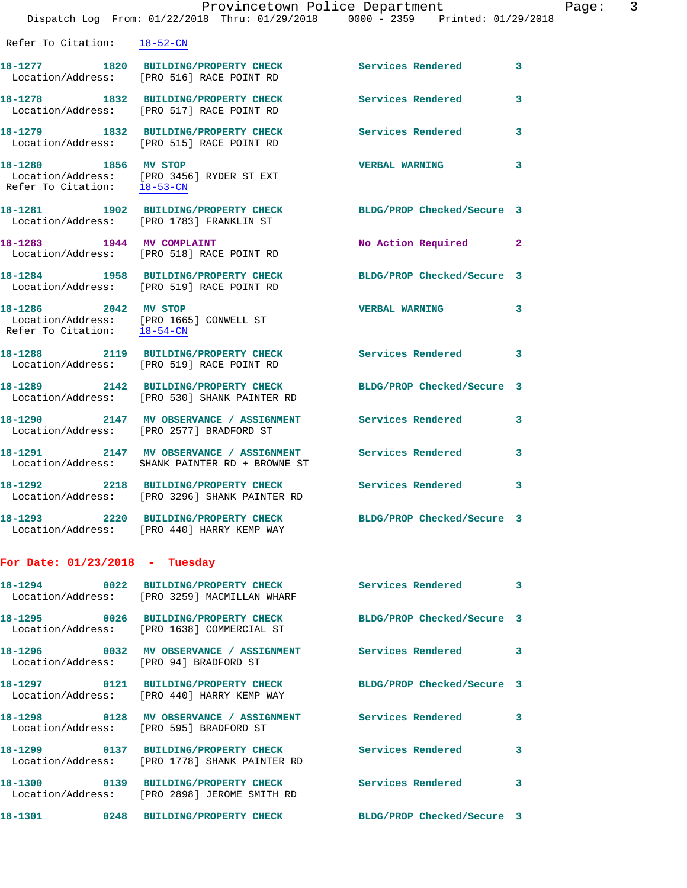Refer To Citation: 18-52-CN

18-1277 1820 BUILDING/PROPERTY CHECK Services Rendered 3
Location/Address: [PRO 516] RACE POINT RD

18-1278 1832 BUILDING/PROPERTY CHECK Services Rendered 3
Location/Address: [PRO 517] RACE POINT RD

18-1279 1832 BUILDING/PROPERTY CHECK Services Rendered 3
Location/Address: [PRO 515] RACE POINT RD

18-1280 1856 MV STOP VERBAL WARNING 3
Location/Address: [PRO 3456] RYDER ST EXT
Refer To Citation: 18-53-CN

18-1281 1902 BUILDING/PROPERTY CHECK BLDG/PROP Checked/Secure 3
Location/Address: [PRO 1783] FRANKLIN ST

18-1283 1944 MV COMPLAINT No Action Required 2
Location/Address: [PRO 518] RACE POINT RD

18-1284 1958 BUILDING/PROPERTY CHECK BLDG/PROP Checked/Secure 3
Location/Address: [PRO 519] RACE POINT RD

18-1286 2042 MV STOP VERBAL WARNING 3
Location/Address: [PRO 1665] CONWELL ST
Refer To Citation: 18-54-CN

18-1288 2119 BUILDING/PROPERTY CHECK Services Rendered 3
Location/Address: [PRO 519] RACE POINT RD

18-1289 2142 BUILDING/PROPERTY CHECK BLDG/PROP Checked/Secure 3
Location/Address: [PRO 530] SHANK PAINTER RD

18-1290 2147 MV OBSERVATION / ASSIGNMENT Services Rendered 3
Location/Address: [PRO 2577] BRADFORD ST

18-1291 2147 MV OBSERVATION / ASSIGNMENT Services Rendered 3
Location/Address: SHANK PAINTER RD + BROWNE ST

18-1292 2218 BUILDING/PROPERTY CHECK Services Rendered 3
Location/Address: [PRO 3296] SHANK PAINTER RD

18-1293 2220 BUILDING/PROPERTY CHECK BLDG/PROP Checked/Secure 3
Location/Address: [PRO 440] HARRY KEMP WAY

**For Date: 01/23/2018 - Tuesday**

18-1294 0022 BUILDING/PROPERTY CHECK Services Rendered 3
Location/Address: [PRO 3259] MACMILLAN WHARF

18-1295 0026 BUILDING/PROPERTY CHECK BLDG/PROP Checked/Secure 3
Location/Address: [PRO 1638] COMMERCIAL ST

18-1296 0032 MV OBSERVATION / ASSIGNMENT Services Rendered 3
Location/Address: [PRO 94] BRADFORD ST

18-1297 0121 BUILDING/PROPERTY CHECK BLDG/PROP Checked/Secure 3
Location/Address: [PRO 440] HARRY KEMP WAY

18-1298 0128 MV OBSERVATION / ASSIGNMENT Services Rendered 3
Location/Address: [PRO 595] BRADFORD ST

18-1299 0137 BUILDING/PROPERTY CHECK Services Rendered 3
Location/Address: [PRO 1778] SHANK PAINTER RD

18-1300 0139 BUILDING/PROPERTY CHECK Services Rendered 3
Location/Address: [PRO 2898] JEROME SMITH RD

18-1301 0248 BUILDING/PROPERTY CHECK BLDG/PROP Checked/Secure 3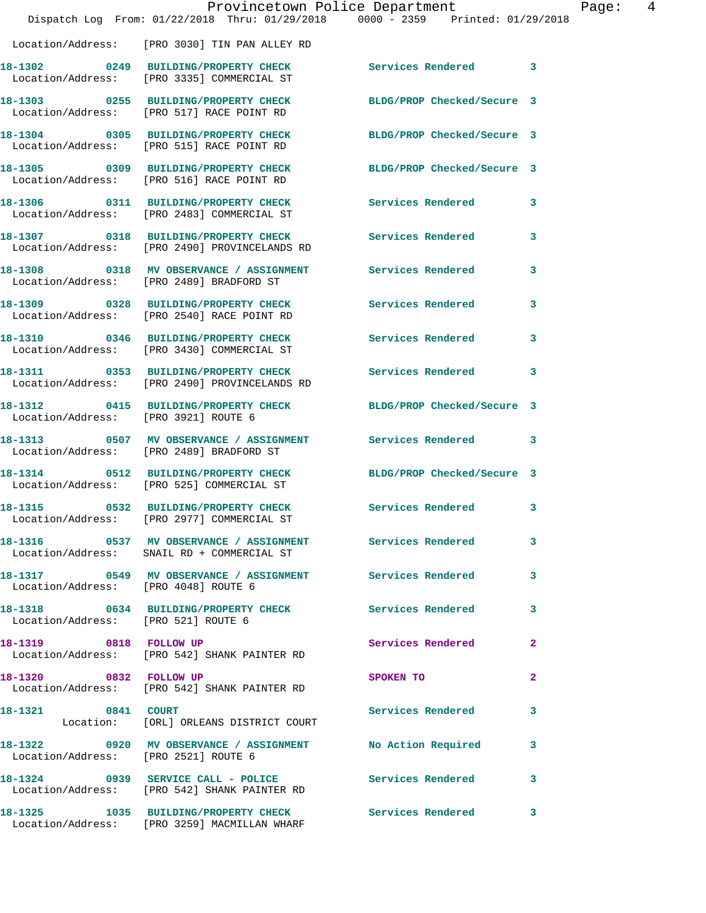Location/Address: [PRO 3030] TIN PAN ALLEY RD

**18-1302** 0249 **BUILDING/PROPERTY CHECK** Services Rendered 3
Location/Address: [PRO 3335] COMMERCIAL ST

**18-1303** 0255 **BUILDING/PROPERTY CHECK** BLDG/PROP Checked/Secure 3
Location/Address: [PRO 517] RACE POINT RD

**18-1304** 0305 **BUILDING/PROPERTY CHECK** BLDG/PROP Checked/Secure 3
Location/Address: [PRO 515] RACE POINT RD

**18-1305** 0309 **BUILDING/PROPERTY CHECK** BLDG/PROP Checked/Secure 3
Location/Address: [PRO 516] RACE POINT RD

**18-1306** 0311 **BUILDING/PROPERTY CHECK** Services Rendered 3
Location/Address: [PRO 2483] COMMERCIAL ST

**18-1307** 0318 **BUILDING/PROPERTY CHECK** Services Rendered 3
Location/Address: [PRO 2490] PROVINCELANDS RD

**18-1308** 0318 **MV OBSERVANCE / ASSIGNMENT** Services Rendered 3
Location/Address: [PRO 2489] BRADFORD ST

**18-1309** 0328 **BUILDING/PROPERTY CHECK** Services Rendered 3
Location/Address: [PRO 2540] RACE POINT RD

**18-1310** 0346 **BUILDING/PROPERTY CHECK** Services Rendered 3
Location/Address: [PRO 3430] COMMERCIAL ST

**18-1311** 0353 **BUILDING/PROPERTY CHECK** Services Rendered 3
Location/Address: [PRO 2490] PROVINCELANDS RD

**18-1312** 0415 **BUILDING/PROPERTY CHECK** BLDG/PROP Checked/Secure 3
Location/Address: [PRO 3921] ROUTE 6

**18-1313** 0507 **MV OBSERVANCE / ASSIGNMENT** Services Rendered 3
Location/Address: [PRO 2489] BRADFORD ST

**18-1314** 0512 **BUILDING/PROPERTY CHECK** BLDG/PROP Checked/Secure 3
Location/Address: [PRO 525] COMMERCIAL ST

**18-1315** 0532 **BUILDING/PROPERTY CHECK** Services Rendered 3
Location/Address: [PRO 2977] COMMERCIAL ST

**18-1316** 0537 **MV OBSERVANCE / ASSIGNMENT** Services Rendered 3
Location/Address: SNAIL RD + COMMERCIAL ST

**18-1317** 0549 **MV OBSERVANCE / ASSIGNMENT** Services Rendered 3
Location/Address: [PRO 4048] ROUTE 6

**18-1318** 0634 **BUILDING/PROPERTY CHECK** Services Rendered 3
Location/Address: [PRO 521] ROUTE 6

**18-1319** 0818 **FOLLOW UP** Services Rendered 2
Location/Address: [PRO 542] SHANK PAINTER RD

**18-1320** 0832 **FOLLOW UP** SPOKEN TO 2
Location/Address: [PRO 542] SHANK PAINTER RD

**18-1321** 0841 **COURT** Services Rendered 3
Location: [ORL] ORLEANS DISTRICT COURT

**18-1322** 0920 **MV OBSERVANCE / ASSIGNMENT** No Action Required 3
Location/Address: [PRO 2521] ROUTE 6

**18-1324** 0939 **SERVICE CALL - POLICE** Services Rendered 3
Location/Address: [PRO 542] SHANK PAINTER RD

**18-1325** 1035 **BUILDING/PROPERTY CHECK** Services Rendered 3
Location/Address: [PRO 3259] MACMILLAN WHARF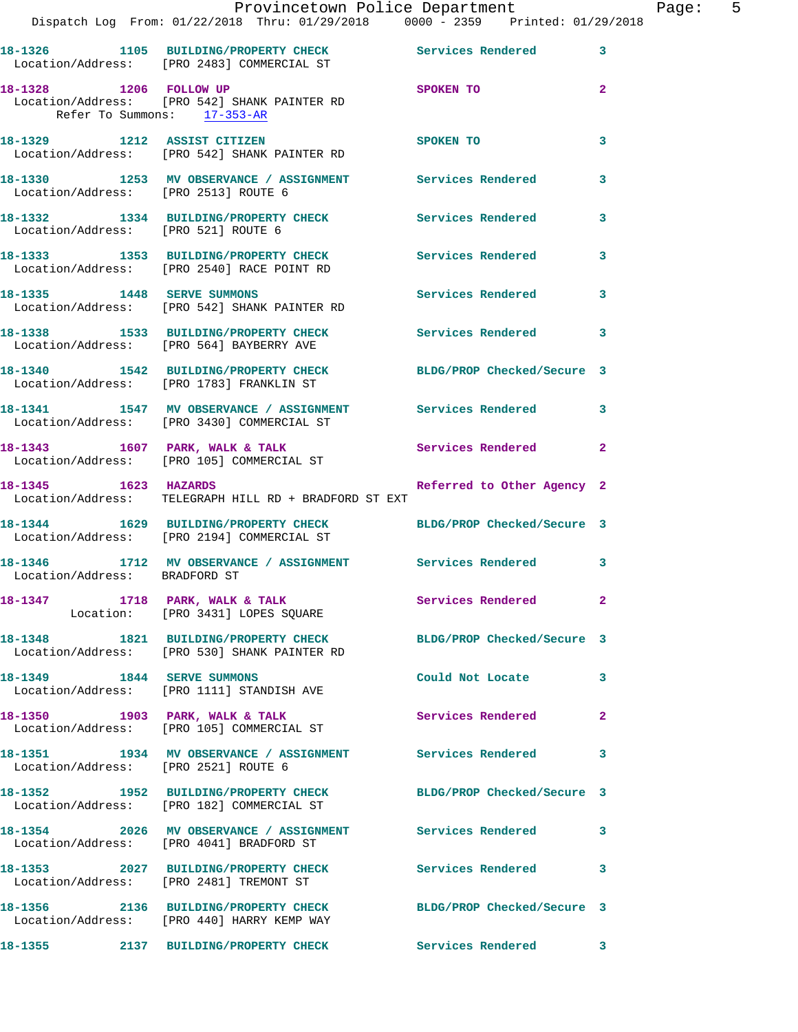18-1326 1105 BUILDING/PROPERTY CHECK Services Rendered 3
Location/Address: [PRO 2483] COMMERCIAL ST

18-1328 1206 FOLLOW UP SPOKEN TO 2
Location/Address: [PRO 542] SHANK PAINTER RD
Refer To Summons: 17-353-AR

18-1329 1212 ASSIST CITIZEN SPOKEN TO 3
Location/Address: [PRO 542] SHANK PAINTER RD

18-1330 1253 MV OBSERVANCE / ASSIGNMENT Services Rendered 3
Location/Address: [PRO 2513] ROUTE 6

18-1332 1334 BUILDING/PROPERTY CHECK Services Rendered 3
Location/Address: [PRO 521] ROUTE 6

18-1333 1353 BUILDING/PROPERTY CHECK Services Rendered 3
Location/Address: [PRO 2540] RACE POINT RD

18-1335 1448 SERVE SUMMONS Services Rendered 3
Location/Address: [PRO 542] SHANK PAINTER RD

18-1338 1533 BUILDING/PROPERTY CHECK Services Rendered 3
Location/Address: [PRO 564] BAYBERRY AVE

18-1340 1542 BUILDING/PROPERTY CHECK BLDG/PROP Checked/Secure 3
Location/Address: [PRO 1783] FRANKLIN ST

18-1341 1547 MV OBSERVANCE / ASSIGNMENT Services Rendered 3
Location/Address: [PRO 3430] COMMERCIAL ST

18-1343 1607 PARK, WALK & TALK Services Rendered 2
Location/Address: [PRO 105] COMMERCIAL ST

18-1345 1623 HAZARDS Referred to Other Agency 2
Location/Address: TELEGRAPH HILL RD + BRADFORD ST EXT

18-1344 1629 BUILDING/PROPERTY CHECK BLDG/PROP Checked/Secure 3
Location/Address: [PRO 2194] COMMERCIAL ST

18-1346 1712 MV OBSERVANCE / ASSIGNMENT Services Rendered 3
Location/Address: BRADFORD ST

18-1347 1718 PARK, WALK & TALK Services Rendered 2
Location: [PRO 3431] LOPES SQUARE

18-1348 1821 BUILDING/PROPERTY CHECK BLDG/PROP Checked/Secure 3
Location/Address: [PRO 530] SHANK PAINTER RD

18-1349 1844 SERVE SUMMONS Could Not Locate 3
Location/Address: [PRO 1111] STANDISH AVE

18-1350 1903 PARK, WALK & TALK Services Rendered 2
Location/Address: [PRO 105] COMMERCIAL ST

18-1351 1934 MV OBSERVANCE / ASSIGNMENT Services Rendered 3
Location/Address: [PRO 2521] ROUTE 6

18-1352 1952 BUILDING/PROPERTY CHECK BLDG/PROP Checked/Secure 3
Location/Address: [PRO 182] COMMERCIAL ST

18-1354 2026 MV OBSERVANCE / ASSIGNMENT Services Rendered 3
Location/Address: [PRO 4041] BRADFORD ST

18-1353 2027 BUILDING/PROPERTY CHECK Services Rendered 3
Location/Address: [PRO 2481] TREMONT ST

18-1356 2136 BUILDING/PROPERTY CHECK BLDG/PROP Checked/Secure 3
Location/Address: [PRO 440] HARRY KEMP WAY

18-1355 2137 BUILDING/PROPERTY CHECK Services Rendered 3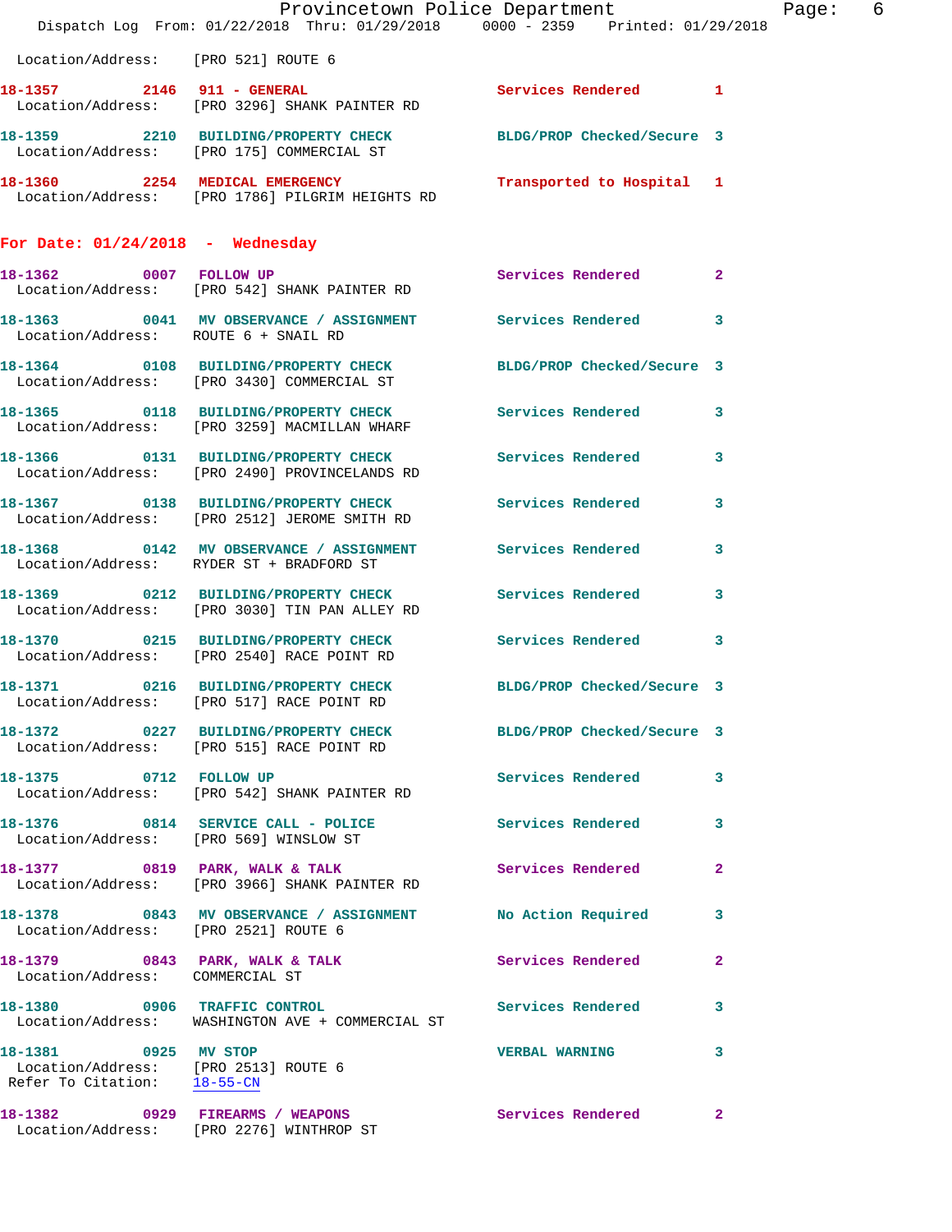Location/Address: [PRO 521] ROUTE 6

**18-1357** 2146 **911 - GENERAL** Services Rendered 1
Location/Address: [PRO 3296] SHANK PAINTER RD

**18-1359** 2210 **BUILDING/PROPERTY CHECK** BLDG/PROP Checked/Secure 3
Location/Address: [PRO 175] COMMERCIAL ST

**18-1360** 2254 **MEDICAL EMERGENCY** Transported to Hospital 1
Location/Address: [PRO 1786] PILGRIM HEIGHTS RD

## For Date: 01/24/2018 - Wednesday

**18-1362** 0007 **FOLLOW UP** Services Rendered 2
Location/Address: [PRO 542] SHANK PAINTER RD

**18-1363** 0041 **MV OBSERVANCE / ASSIGNMENT** Services Rendered 3
Location/Address: ROUTE 6 + SNAIL RD

**18-1364** 0108 **BUILDING/PROPERTY CHECK** BLDG/PROP Checked/Secure 3
Location/Address: [PRO 3430] COMMERCIAL ST

**18-1365** 0118 **BUILDING/PROPERTY CHECK** Services Rendered 3
Location/Address: [PRO 3259] MACMILLAN WHARF

**18-1366** 0131 **BUILDING/PROPERTY CHECK** Services Rendered 3
Location/Address: [PRO 2490] PROVINCELANDS RD

**18-1367** 0138 **BUILDING/PROPERTY CHECK** Services Rendered 3
Location/Address: [PRO 2512] JEROME SMITH RD

**18-1368** 0142 **MV OBSERVANCE / ASSIGNMENT** Services Rendered 3
Location/Address: RYDER ST + BRADFORD ST

**18-1369** 0212 **BUILDING/PROPERTY CHECK** Services Rendered 3
Location/Address: [PRO 3030] TIN PAN ALLEY RD

**18-1370** 0215 **BUILDING/PROPERTY CHECK** Services Rendered 3
Location/Address: [PRO 2540] RACE POINT RD

**18-1371** 0216 **BUILDING/PROPERTY CHECK** BLDG/PROP Checked/Secure 3
Location/Address: [PRO 517] RACE POINT RD

**18-1372** 0227 **BUILDING/PROPERTY CHECK** BLDG/PROP Checked/Secure 3
Location/Address: [PRO 515] RACE POINT RD

**18-1375** 0712 **FOLLOW UP** Services Rendered 3
Location/Address: [PRO 542] SHANK PAINTER RD

**18-1376** 0814 **SERVICE CALL - POLICE** Services Rendered 3
Location/Address: [PRO 569] WINSLOW ST

**18-1377** 0819 **PARK, WALK & TALK** Services Rendered 2
Location/Address: [PRO 3966] SHANK PAINTER RD

**18-1378** 0843 **MV OBSERVANCE / ASSIGNMENT** No Action Required 3
Location/Address: [PRO 2521] ROUTE 6

**18-1379** 0843 **PARK, WALK & TALK** Services Rendered 2
Location/Address: COMMERCIAL ST

**18-1380** 0906 **TRAFFIC CONTROL** Services Rendered 3
Location/Address: WASHINGTON AVE + COMMERCIAL ST

**18-1381** 0925 **MV STOP** VERBAL WARNING 3
Location/Address: [PRO 2513] ROUTE 6
Refer To Citation: 18-55-CN

**18-1382** 0929 **FIREARMS / WEAPONS** Services Rendered 2
Location/Address: [PRO 2276] WINTHROP ST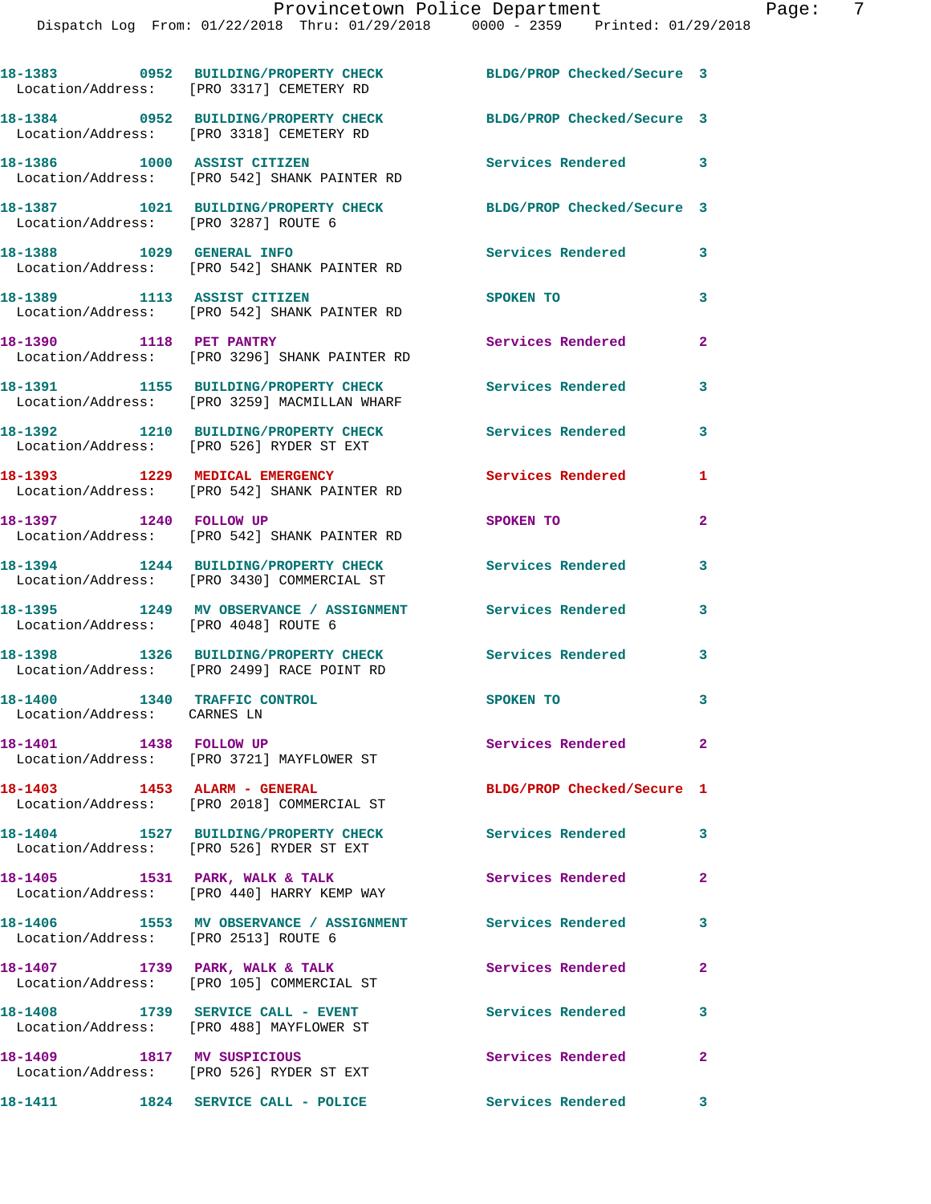18-1383 0952 BUILDING/PROPERTY CHECK BLDG/PROP Checked/Secure 3
Location/Address: [PRO 3317] CEMETERY RD

18-1384 0952 BUILDING/PROPERTY CHECK BLDG/PROP Checked/Secure 3
Location/Address: [PRO 3318] CEMETERY RD

18-1386 1000 ASSIST CITIZEN Services Rendered 3
Location/Address: [PRO 542] SHANK PAINTER RD

18-1387 1021 BUILDING/PROPERTY CHECK BLDG/PROP Checked/Secure 3
Location/Address: [PRO 3287] ROUTE 6

18-1388 1029 GENERAL INFO Services Rendered 3
Location/Address: [PRO 542] SHANK PAINTER RD

18-1389 1113 ASSIST CITIZEN SPOKEN TO 3
Location/Address: [PRO 542] SHANK PAINTER RD

18-1390 1118 PET PANTRY Services Rendered 2
Location/Address: [PRO 3296] SHANK PAINTER RD

18-1391 1155 BUILDING/PROPERTY CHECK Services Rendered 3
Location/Address: [PRO 3259] MACMILLAN WHARF

18-1392 1210 BUILDING/PROPERTY CHECK Services Rendered 3
Location/Address: [PRO 526] RYDER ST EXT

18-1393 1229 MEDICAL EMERGENCY Services Rendered 1
Location/Address: [PRO 542] SHANK PAINTER RD

18-1397 1240 FOLLOW UP SPOKEN TO 2
Location/Address: [PRO 542] SHANK PAINTER RD

18-1394 1244 BUILDING/PROPERTY CHECK Services Rendered 3
Location/Address: [PRO 3430] COMMERCIAL ST

18-1395 1249 MV OBSERVANCE / ASSIGNMENT Services Rendered 3
Location/Address: [PRO 4048] ROUTE 6

18-1398 1326 BUILDING/PROPERTY CHECK Services Rendered 3
Location/Address: [PRO 2499] RACE POINT RD

18-1400 1340 TRAFFIC CONTROL SPOKEN TO 3
Location/Address: CARNES LN

18-1401 1438 FOLLOW UP Services Rendered 2
Location/Address: [PRO 3721] MAYFLOWER ST

18-1403 1453 ALARM - GENERAL BLDG/PROP Checked/Secure 1
Location/Address: [PRO 2018] COMMERCIAL ST

18-1404 1527 BUILDING/PROPERTY CHECK Services Rendered 3
Location/Address: [PRO 526] RYDER ST EXT

18-1405 1531 PARK, WALK & TALK Services Rendered 2
Location/Address: [PRO 440] HARRY KEMP WAY

18-1406 1553 MV OBSERVANCE / ASSIGNMENT Services Rendered 3
Location/Address: [PRO 2513] ROUTE 6

18-1407 1739 PARK, WALK & TALK Services Rendered 2
Location/Address: [PRO 105] COMMERCIAL ST

18-1408 1739 SERVICE CALL - EVENT Services Rendered 3
Location/Address: [PRO 488] MAYFLOWER ST

18-1409 1817 MV SUSPICIOUS Services Rendered 2
Location/Address: [PRO 526] RYDER ST EXT

18-1411 1824 SERVICE CALL - POLICE Services Rendered 3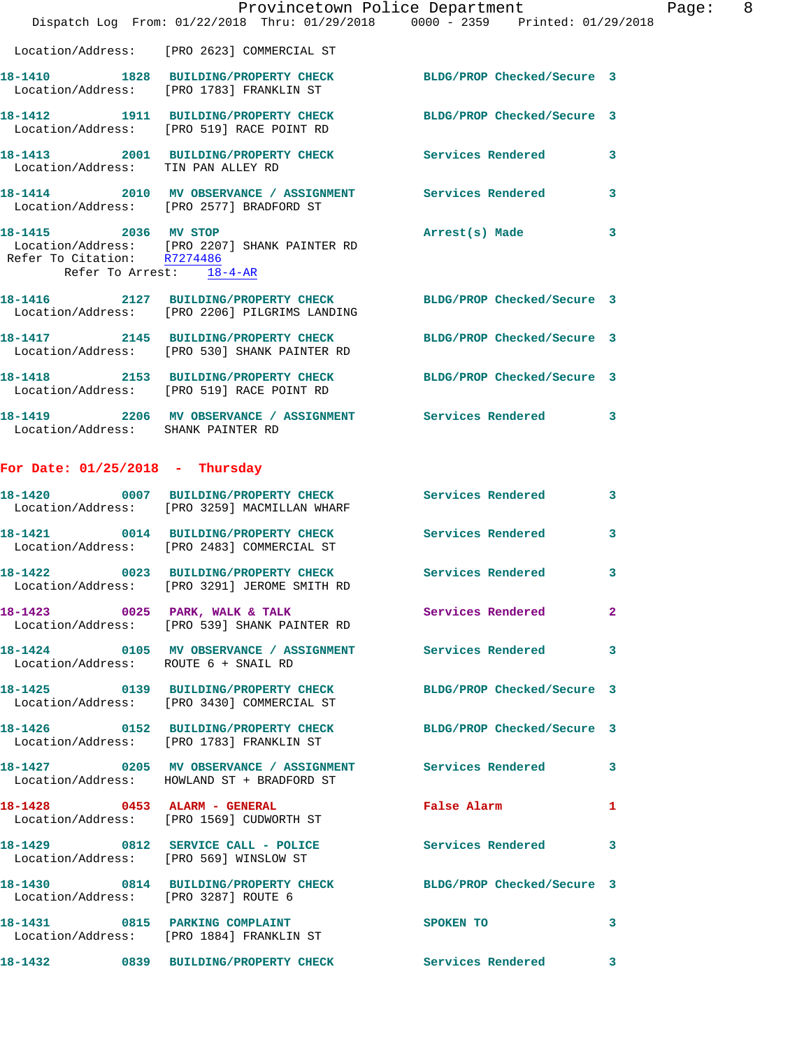Location/Address: [PRO 2623] COMMERCIAL ST

**18-1410** 1828 **BUILDING/PROPERTY CHECK** BLDG/PROP Checked/Secure 3
Location/Address: [PRO 1783] FRANKLIN ST

**18-1412** 1911 **BUILDING/PROPERTY CHECK** BLDG/PROP Checked/Secure 3
Location/Address: [PRO 519] RACE POINT RD

**18-1413** 2001 **BUILDING/PROPERTY CHECK** Services Rendered 3
Location/Address: TIN PAN ALLEY RD

**18-1414** 2010 **MV OBSERVANCE / ASSIGNMENT** Services Rendered 3
Location/Address: [PRO 2577] BRADFORD ST

**18-1415** 2036 **MV STOP** Arrest(s) Made 3
Location/Address: [PRO 2207] SHANK PAINTER RD
Refer To Citation: R7274486
Refer To Arrest: 18-4-AR

**18-1416** 2127 **BUILDING/PROPERTY CHECK** BLDG/PROP Checked/Secure 3
Location/Address: [PRO 2206] PILGRIMS LANDING

**18-1417** 2145 **BUILDING/PROPERTY CHECK** BLDG/PROP Checked/Secure 3
Location/Address: [PRO 530] SHANK PAINTER RD

**18-1418** 2153 **BUILDING/PROPERTY CHECK** BLDG/PROP Checked/Secure 3
Location/Address: [PRO 519] RACE POINT RD

**18-1419** 2206 **MV OBSERVANCE / ASSIGNMENT** Services Rendered 3
Location/Address: SHANK PAINTER RD

## For Date: 01/25/2018 - Thursday

**18-1420** 0007 **BUILDING/PROPERTY CHECK** Services Rendered 3
Location/Address: [PRO 3259] MACMILLAN WHARF

**18-1421** 0014 **BUILDING/PROPERTY CHECK** Services Rendered 3
Location/Address: [PRO 2483] COMMERCIAL ST

**18-1422** 0023 **BUILDING/PROPERTY CHECK** Services Rendered 3
Location/Address: [PRO 3291] JEROME SMITH RD

**18-1423** 0025 **PARK, WALK & TALK** Services Rendered 2
Location/Address: [PRO 539] SHANK PAINTER RD

**18-1424** 0105 **MV OBSERVANCE / ASSIGNMENT** Services Rendered 3
Location/Address: ROUTE 6 + SNAIL RD

**18-1425** 0139 **BUILDING/PROPERTY CHECK** BLDG/PROP Checked/Secure 3
Location/Address: [PRO 3430] COMMERCIAL ST

**18-1426** 0152 **BUILDING/PROPERTY CHECK** BLDG/PROP Checked/Secure 3
Location/Address: [PRO 1783] FRANKLIN ST

**18-1427** 0205 **MV OBSERVANCE / ASSIGNMENT** Services Rendered 3
Location/Address: HOWLAND ST + BRADFORD ST

**18-1428** 0453 **ALARM - GENERAL** False Alarm 1
Location/Address: [PRO 1569] CUDWORTH ST

**18-1429** 0812 **SERVICE CALL - POLICE** Services Rendered 3
Location/Address: [PRO 569] WINSLOW ST

**18-1430** 0814 **BUILDING/PROPERTY CHECK** BLDG/PROP Checked/Secure 3
Location/Address: [PRO 3287] ROUTE 6

**18-1431** 0815 **PARKING COMPLAINT** SPOKEN TO 3
Location/Address: [PRO 1884] FRANKLIN ST

**18-1432** 0839 **BUILDING/PROPERTY CHECK** Services Rendered 3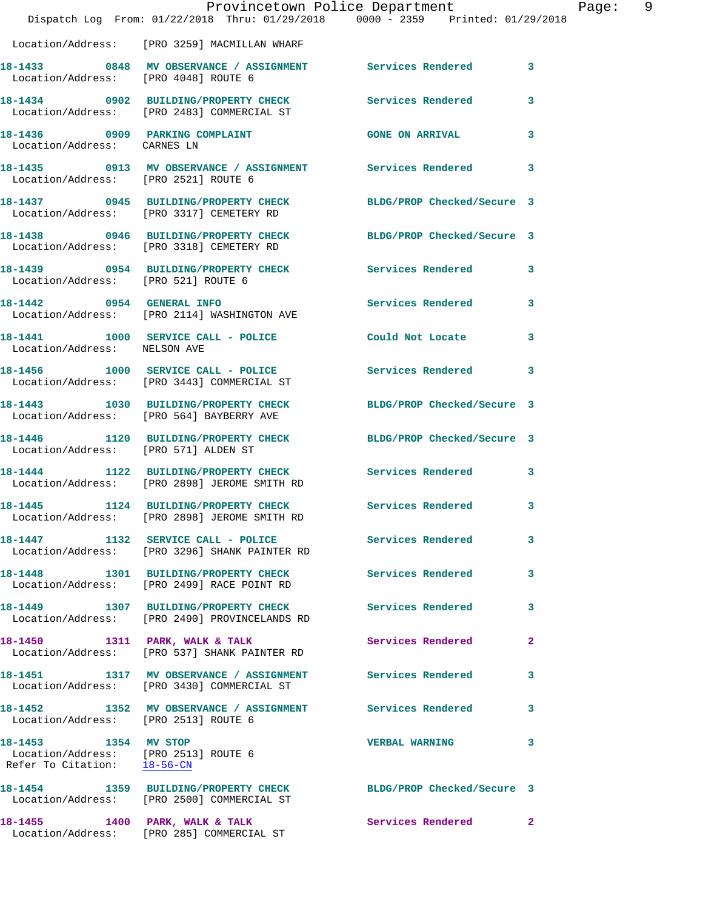Location/Address: [PRO 3259] MACMILLAN WHARF

**18-1433 0848 MV OBSERVANCE / ASSIGNMENT Services Rendered 3**
Location/Address: [PRO 4048] ROUTE 6

**18-1434 0902 BUILDING/PROPERTY CHECK Services Rendered 3**
Location/Address: [PRO 2483] COMMERCIAL ST

**18-1436 0909 PARKING COMPLAINT GONE ON ARRIVAL 3**
Location/Address: CARNES LN

**18-1435 0913 MV OBSERVANCE / ASSIGNMENT Services Rendered 3**
Location/Address: [PRO 2521] ROUTE 6

**18-1437 0945 BUILDING/PROPERTY CHECK BLDG/PROP Checked/Secure 3**
Location/Address: [PRO 3317] CEMETERY RD

**18-1438 0946 BUILDING/PROPERTY CHECK BLDG/PROP Checked/Secure 3**
Location/Address: [PRO 3318] CEMETERY RD

**18-1439 0954 BUILDING/PROPERTY CHECK Services Rendered 3**
Location/Address: [PRO 521] ROUTE 6

**18-1442 0954 GENERAL INFO Services Rendered 3**
Location/Address: [PRO 2114] WASHINGTON AVE

**18-1441 1000 SERVICE CALL - POLICE Could Not Locate 3**
Location/Address: NELSON AVE

**18-1456 1000 SERVICE CALL - POLICE Services Rendered 3**
Location/Address: [PRO 3443] COMMERCIAL ST

**18-1443 1030 BUILDING/PROPERTY CHECK BLDG/PROP Checked/Secure 3**
Location/Address: [PRO 564] BAYBERRY AVE

**18-1446 1120 BUILDING/PROPERTY CHECK BLDG/PROP Checked/Secure 3**
Location/Address: [PRO 571] ALDEN ST

**18-1444 1122 BUILDING/PROPERTY CHECK Services Rendered 3**
Location/Address: [PRO 2898] JEROME SMITH RD

**18-1445 1124 BUILDING/PROPERTY CHECK Services Rendered 3**
Location/Address: [PRO 2898] JEROME SMITH RD

**18-1447 1132 SERVICE CALL - POLICE Services Rendered 3**
Location/Address: [PRO 3296] SHANK PAINTER RD

**18-1448 1301 BUILDING/PROPERTY CHECK Services Rendered 3**
Location/Address: [PRO 2499] RACE POINT RD

**18-1449 1307 BUILDING/PROPERTY CHECK Services Rendered 3**
Location/Address: [PRO 2490] PROVINCELANDS RD

**18-1450 1311 PARK, WALK & TALK Services Rendered 2**
Location/Address: [PRO 537] SHANK PAINTER RD

**18-1451 1317 MV OBSERVANCE / ASSIGNMENT Services Rendered 3**
Location/Address: [PRO 3430] COMMERCIAL ST

**18-1452 1352 MV OBSERVANCE / ASSIGNMENT Services Rendered 3**
Location/Address: [PRO 2513] ROUTE 6

**18-1453 1354 MV STOP VERBAL WARNING 3**
Location/Address: [PRO 2513] ROUTE 6
Refer To Citation: 18-56-CN

**18-1454 1359 BUILDING/PROPERTY CHECK BLDG/PROP Checked/Secure 3**
Location/Address: [PRO 2500] COMMERCIAL ST

**18-1455 1400 PARK, WALK & TALK Services Rendered 2**
Location/Address: [PRO 285] COMMERCIAL ST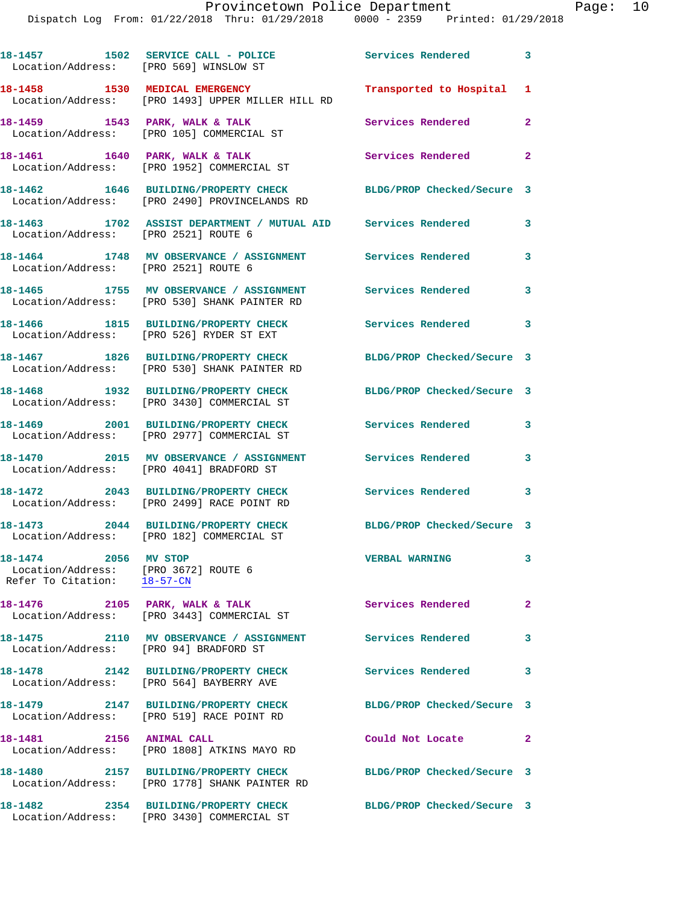**18-1457** 1502 **SERVICE CALL - POLICE** Services Rendered 3
Location/Address: [PRO 569] WINSLOW ST

**18-1458** 1530 **MEDICAL EMERGENCY** Transported to Hospital 1
Location/Address: [PRO 1493] UPPER MILLER HILL RD

**18-1459** 1543 **PARK, WALK & TALK** Services Rendered 2
Location/Address: [PRO 105] COMMERCIAL ST

**18-1461** 1640 **PARK, WALK & TALK** Services Rendered 2
Location/Address: [PRO 1952] COMMERCIAL ST

**18-1462** 1646 **BUILDING/PROPERTY CHECK** BLDG/PROP Checked/Secure 3
Location/Address: [PRO 2490] PROVINCELANDS RD

**18-1463** 1702 **ASSIST DEPARTMENT / MUTUAL AID** Services Rendered 3
Location/Address: [PRO 2521] ROUTE 6

**18-1464** 1748 **MV OBSERVANCE / ASSIGNMENT** Services Rendered 3
Location/Address: [PRO 2521] ROUTE 6

**18-1465** 1755 **MV OBSERVANCE / ASSIGNMENT** Services Rendered 3
Location/Address: [PRO 530] SHANK PAINTER RD

**18-1466** 1815 **BUILDING/PROPERTY CHECK** Services Rendered 3
Location/Address: [PRO 526] RYDER ST EXT

**18-1467** 1826 **BUILDING/PROPERTY CHECK** BLDG/PROP Checked/Secure 3
Location/Address: [PRO 530] SHANK PAINTER RD

**18-1468** 1932 **BUILDING/PROPERTY CHECK** BLDG/PROP Checked/Secure 3
Location/Address: [PRO 3430] COMMERCIAL ST

**18-1469** 2001 **BUILDING/PROPERTY CHECK** Services Rendered 3
Location/Address: [PRO 2977] COMMERCIAL ST

**18-1470** 2015 **MV OBSERVANCE / ASSIGNMENT** Services Rendered 3
Location/Address: [PRO 4041] BRADFORD ST

**18-1472** 2043 **BUILDING/PROPERTY CHECK** Services Rendered 3
Location/Address: [PRO 2499] RACE POINT RD

**18-1473** 2044 **BUILDING/PROPERTY CHECK** BLDG/PROP Checked/Secure 3
Location/Address: [PRO 182] COMMERCIAL ST

**18-1474** 2056 **MV STOP** VERBAL WARNING 3
Location/Address: [PRO 3672] ROUTE 6
Refer To Citation: 18-57-CN

**18-1476** 2105 **PARK, WALK & TALK** Services Rendered 2
Location/Address: [PRO 3443] COMMERCIAL ST

**18-1475** 2110 **MV OBSERVANCE / ASSIGNMENT** Services Rendered 3
Location/Address: [PRO 94] BRADFORD ST

**18-1478** 2142 **BUILDING/PROPERTY CHECK** Services Rendered 3
Location/Address: [PRO 564] BAYBERRY AVE

**18-1479** 2147 **BUILDING/PROPERTY CHECK** BLDG/PROP Checked/Secure 3
Location/Address: [PRO 519] RACE POINT RD

**18-1481** 2156 **ANIMAL CALL** Could Not Locate 2
Location/Address: [PRO 1808] ATKINS MAYO RD

**18-1480** 2157 **BUILDING/PROPERTY CHECK** BLDG/PROP Checked/Secure 3
Location/Address: [PRO 1778] SHANK PAINTER RD

**18-1482** 2354 **BUILDING/PROPERTY CHECK** BLDG/PROP Checked/Secure 3
Location/Address: [PRO 3430] COMMERCIAL ST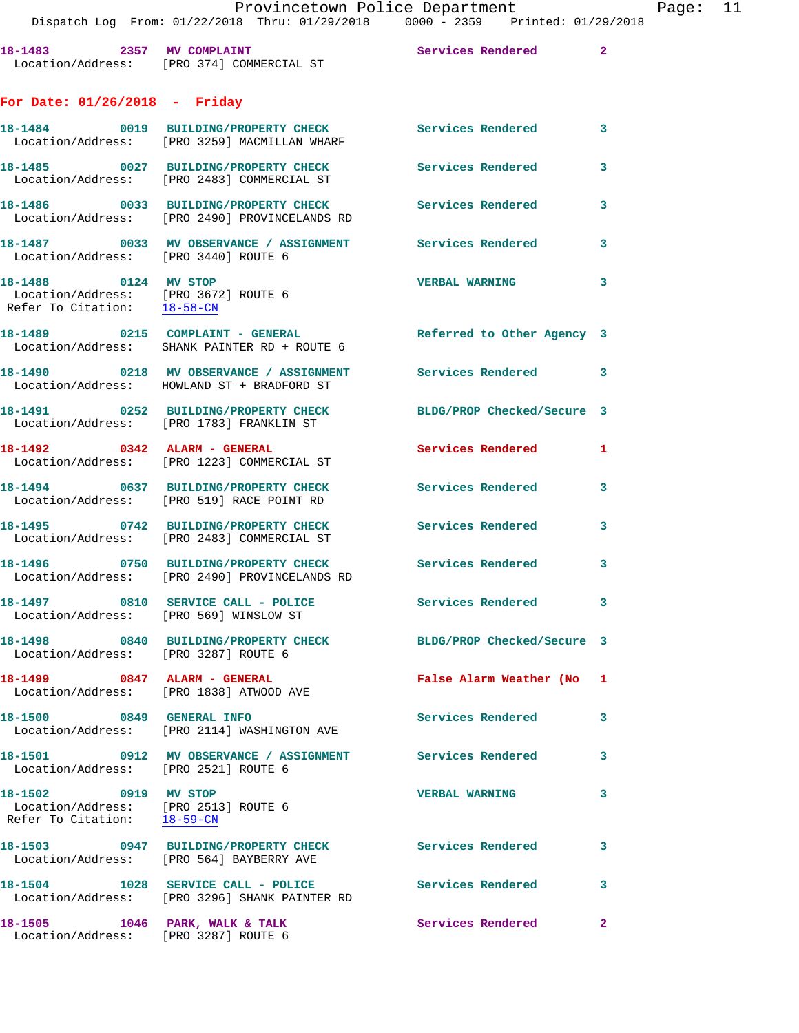18-1483 2357 MV COMPLAINT Services Rendered 2
Location/Address: [PRO 374] COMMERCIAL ST

## For Date: 01/26/2018 - Friday

18-1484 0019 BUILDING/PROPERTY CHECK Services Rendered 3
Location/Address: [PRO 3259] MACMILLAN WHARF

18-1485 0027 BUILDING/PROPERTY CHECK Services Rendered 3
Location/Address: [PRO 2483] COMMERCIAL ST

18-1486 0033 BUILDING/PROPERTY CHECK Services Rendered 3
Location/Address: [PRO 2490] PROVINCELANDS RD

18-1487 0033 MV OBSERVANCE / ASSIGNMENT Services Rendered 3
Location/Address: [PRO 3440] ROUTE 6

18-1488 0124 MV STOP VERBAL WARNING 3
Location/Address: [PRO 3672] ROUTE 6
Refer To Citation: 18-58-CN

18-1489 0215 COMPLAINT - GENERAL Referred to Other Agency 3
Location/Address: SHANK PAINTER RD + ROUTE 6

18-1490 0218 MV OBSERVANCE / ASSIGNMENT Services Rendered 3
Location/Address: HOWLAND ST + BRADFORD ST

18-1491 0252 BUILDING/PROPERTY CHECK BLDG/PROP Checked/Secure 3
Location/Address: [PRO 1783] FRANKLIN ST

18-1492 0342 ALARM - GENERAL Services Rendered 1
Location/Address: [PRO 1223] COMMERCIAL ST

18-1494 0637 BUILDING/PROPERTY CHECK Services Rendered 3
Location/Address: [PRO 519] RACE POINT RD

18-1495 0742 BUILDING/PROPERTY CHECK Services Rendered 3
Location/Address: [PRO 2483] COMMERCIAL ST

18-1496 0750 BUILDING/PROPERTY CHECK Services Rendered 3
Location/Address: [PRO 2490] PROVINCELANDS RD

18-1497 0810 SERVICE CALL - POLICE Services Rendered 3
Location/Address: [PRO 569] WINSLOW ST

18-1498 0840 BUILDING/PROPERTY CHECK BLDG/PROP Checked/Secure 3
Location/Address: [PRO 3287] ROUTE 6

18-1499 0847 ALARM - GENERAL False Alarm Weather (No 1
Location/Address: [PRO 1838] ATWOOD AVE

18-1500 0849 GENERAL INFO Services Rendered 3
Location/Address: [PRO 2114] WASHINGTON AVE

18-1501 0912 MV OBSERVANCE / ASSIGNMENT Services Rendered 3
Location/Address: [PRO 2521] ROUTE 6

18-1502 0919 MV STOP VERBAL WARNING 3
Location/Address: [PRO 2513] ROUTE 6
Refer To Citation: 18-59-CN

18-1503 0947 BUILDING/PROPERTY CHECK Services Rendered 3
Location/Address: [PRO 564] BAYBERRY AVE

18-1504 1028 SERVICE CALL - POLICE Services Rendered 3
Location/Address: [PRO 3296] SHANK PAINTER RD

18-1505 1046 PARK, WALK & TALK Services Rendered 2
Location/Address: [PRO 3287] ROUTE 6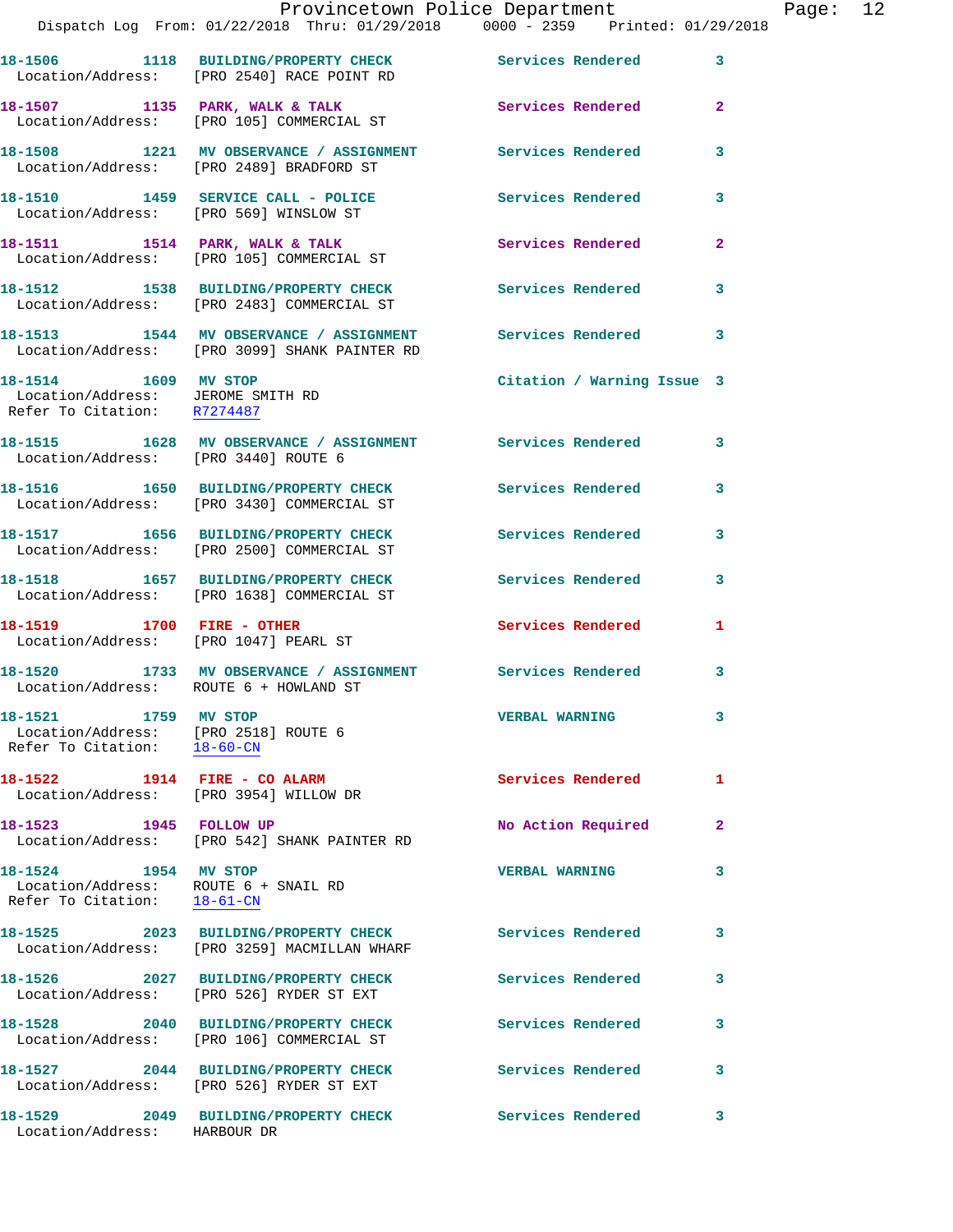18-1506 1118 BUILDING/PROPERTY CHECK Services Rendered 3
Location/Address: [PRO 2540] RACE POINT RD

18-1507 1135 PARK, WALK & TALK Services Rendered 2
Location/Address: [PRO 105] COMMERCIAL ST

18-1508 1221 MV OBSERVANCE / ASSIGNMENT Services Rendered 3
Location/Address: [PRO 2489] BRADFORD ST

18-1510 1459 SERVICE CALL - POLICE Services Rendered 3
Location/Address: [PRO 569] WINSLOW ST

18-1511 1514 PARK, WALK & TALK Services Rendered 2
Location/Address: [PRO 105] COMMERCIAL ST

18-1512 1538 BUILDING/PROPERTY CHECK Services Rendered 3
Location/Address: [PRO 2483] COMMERCIAL ST

18-1513 1544 MV OBSERVANCE / ASSIGNMENT Services Rendered 3
Location/Address: [PRO 3099] SHANK PAINTER RD

18-1514 1609 MV STOP Citation / Warning Issue 3
Location/Address: JEROME SMITH RD
Refer To Citation: R7274487

18-1515 1628 MV OBSERVANCE / ASSIGNMENT Services Rendered 3
Location/Address: [PRO 3440] ROUTE 6

18-1516 1650 BUILDING/PROPERTY CHECK Services Rendered 3
Location/Address: [PRO 3430] COMMERCIAL ST

18-1517 1656 BUILDING/PROPERTY CHECK Services Rendered 3
Location/Address: [PRO 2500] COMMERCIAL ST

18-1518 1657 BUILDING/PROPERTY CHECK Services Rendered 3
Location/Address: [PRO 1638] COMMERCIAL ST

18-1519 1700 FIRE - OTHER Services Rendered 1
Location/Address: [PRO 1047] PEARL ST

18-1520 1733 MV OBSERVANCE / ASSIGNMENT Services Rendered 3
Location/Address: ROUTE 6 + HOWLAND ST

18-1521 1759 MV STOP VERBAL WARNING 3
Location/Address: [PRO 2518] ROUTE 6
Refer To Citation: 18-60-CN

18-1522 1914 FIRE - CO ALARM Services Rendered 1
Location/Address: [PRO 3954] WILLOW DR

18-1523 1945 FOLLOW UP No Action Required 2
Location/Address: [PRO 542] SHANK PAINTER RD

18-1524 1954 MV STOP VERBAL WARNING 3
Location/Address: ROUTE 6 + SNAIL RD
Refer To Citation: 18-61-CN

18-1525 2023 BUILDING/PROPERTY CHECK Services Rendered 3
Location/Address: [PRO 3259] MACMILLAN WHARF

18-1526 2027 BUILDING/PROPERTY CHECK Services Rendered 3
Location/Address: [PRO 526] RYDER ST EXT

18-1528 2040 BUILDING/PROPERTY CHECK Services Rendered 3
Location/Address: [PRO 106] COMMERCIAL ST

18-1527 2044 BUILDING/PROPERTY CHECK Services Rendered 3
Location/Address: [PRO 526] RYDER ST EXT

18-1529 2049 BUILDING/PROPERTY CHECK Services Rendered 3
Location/Address: HARBOUR DR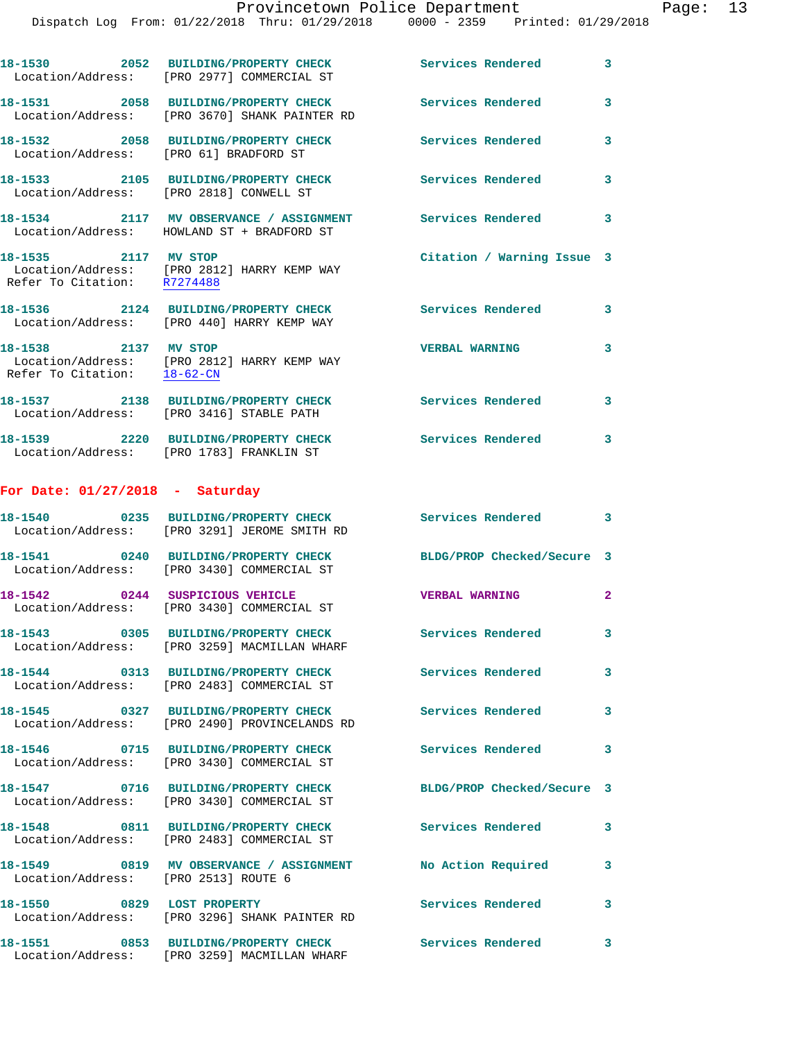18-1530 2052 BUILDING/PROPERTY CHECK Services Rendered 3
Location/Address: [PRO 2977] COMMERCIAL ST

18-1531 2058 BUILDING/PROPERTY CHECK Services Rendered 3
Location/Address: [PRO 3670] SHANK PAINTER RD

18-1532 2058 BUILDING/PROPERTY CHECK Services Rendered 3
Location/Address: [PRO 61] BRADFORD ST

18-1533 2105 BUILDING/PROPERTY CHECK Services Rendered 3
Location/Address: [PRO 2818] CONWELL ST

18-1534 2117 MV OBSERVANCE / ASSIGNMENT Services Rendered 3
Location/Address: HOWLAND ST + BRADFORD ST

18-1535 2117 MV STOP Citation / Warning Issue 3
Location/Address: [PRO 2812] HARRY KEMP WAY
Refer To Citation: R7274488

18-1536 2124 BUILDING/PROPERTY CHECK Services Rendered 3
Location/Address: [PRO 440] HARRY KEMP WAY

18-1538 2137 MV STOP VERBAL WARNING 3
Location/Address: [PRO 2812] HARRY KEMP WAY
Refer To Citation: 18-62-CN

18-1537 2138 BUILDING/PROPERTY CHECK Services Rendered 3
Location/Address: [PRO 3416] STABLE PATH

18-1539 2220 BUILDING/PROPERTY CHECK Services Rendered 3
Location/Address: [PRO 1783] FRANKLIN ST

## For Date: 01/27/2018 - Saturday

18-1540 0235 BUILDING/PROPERTY CHECK Services Rendered 3
Location/Address: [PRO 3291] JEROME SMITH RD

18-1541 0240 BUILDING/PROPERTY CHECK BLDG/PROP Checked/Secure 3
Location/Address: [PRO 3430] COMMERCIAL ST

18-1542 0244 SUSPICIOUS VEHICLE VERBAL WARNING 2
Location/Address: [PRO 3430] COMMERCIAL ST

18-1543 0305 BUILDING/PROPERTY CHECK Services Rendered 3
Location/Address: [PRO 3259] MACMILLAN WHARF

18-1544 0313 BUILDING/PROPERTY CHECK Services Rendered 3
Location/Address: [PRO 2483] COMMERCIAL ST

18-1545 0327 BUILDING/PROPERTY CHECK Services Rendered 3
Location/Address: [PRO 2490] PROVINCELANDS RD

18-1546 0715 BUILDING/PROPERTY CHECK Services Rendered 3
Location/Address: [PRO 3430] COMMERCIAL ST

18-1547 0716 BUILDING/PROPERTY CHECK BLDG/PROP Checked/Secure 3
Location/Address: [PRO 3430] COMMERCIAL ST

18-1548 0811 BUILDING/PROPERTY CHECK Services Rendered 3
Location/Address: [PRO 2483] COMMERCIAL ST

18-1549 0819 MV OBSERVANCE / ASSIGNMENT No Action Required 3
Location/Address: [PRO 2513] ROUTE 6

18-1550 0829 LOST PROPERTY Services Rendered 3
Location/Address: [PRO 3296] SHANK PAINTER RD

18-1551 0853 BUILDING/PROPERTY CHECK Services Rendered 3
Location/Address: [PRO 3259] MACMILLAN WHARF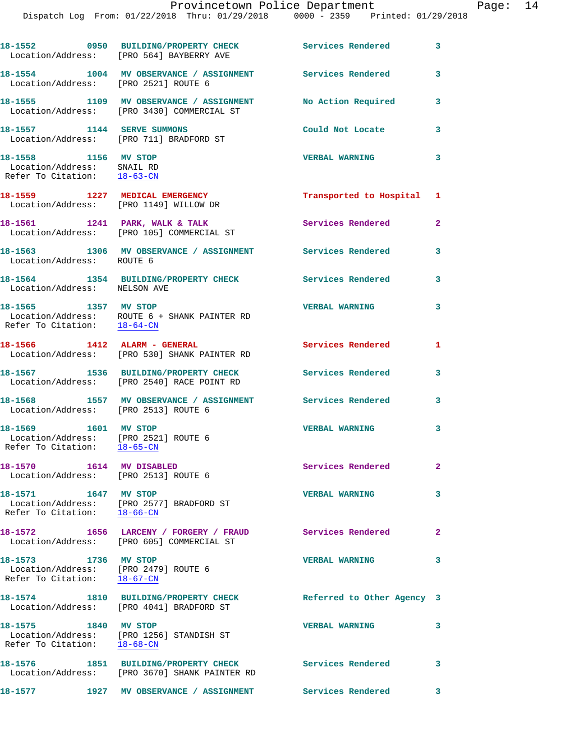18-1552 0950 BUILDING/PROPERTY CHECK Services Rendered 3
Location/Address: [PRO 564] BAYBERRY AVE

18-1554 1004 MV OBSERVANCE / ASSIGNMENT Services Rendered 3
Location/Address: [PRO 2521] ROUTE 6

18-1555 1109 MV OBSERVANCE / ASSIGNMENT No Action Required 3
Location/Address: [PRO 3430] COMMERCIAL ST

18-1557 1144 SERVE SUMMONS Could Not Locate 3
Location/Address: [PRO 711] BRADFORD ST

18-1558 1156 MV STOP VERBAL WARNING 3
Location/Address: SNAIL RD
Refer To Citation: 18-63-CN

18-1559 1227 MEDICAL EMERGENCY Transported to Hospital 1
Location/Address: [PRO 1149] WILLOW DR

18-1561 1241 PARK, WALK & TALK Services Rendered 2
Location/Address: [PRO 105] COMMERCIAL ST

18-1563 1306 MV OBSERVANCE / ASSIGNMENT Services Rendered 3
Location/Address: ROUTE 6

18-1564 1354 BUILDING/PROPERTY CHECK Services Rendered 3
Location/Address: NELSON AVE

18-1565 1357 MV STOP VERBAL WARNING 3
Location/Address: ROUTE 6 + SHANK PAINTER RD
Refer To Citation: 18-64-CN

18-1566 1412 ALARM - GENERAL Services Rendered 1
Location/Address: [PRO 530] SHANK PAINTER RD

18-1567 1536 BUILDING/PROPERTY CHECK Services Rendered 3
Location/Address: [PRO 2540] RACE POINT RD

18-1568 1557 MV OBSERVANCE / ASSIGNMENT Services Rendered 3
Location/Address: [PRO 2513] ROUTE 6

18-1569 1601 MV STOP VERBAL WARNING 3
Location/Address: [PRO 2521] ROUTE 6
Refer To Citation: 18-65-CN

18-1570 1614 MV DISABLED Services Rendered 2
Location/Address: [PRO 2513] ROUTE 6

18-1571 1647 MV STOP VERBAL WARNING 3
Location/Address: [PRO 2577] BRADFORD ST
Refer To Citation: 18-66-CN

18-1572 1656 LARCENY / FORGERY / FRAUD Services Rendered 2
Location/Address: [PRO 605] COMMERCIAL ST

18-1573 1736 MV STOP VERBAL WARNING 3
Location/Address: [PRO 2479] ROUTE 6
Refer To Citation: 18-67-CN

18-1574 1810 BUILDING/PROPERTY CHECK Referred to Other Agency 3
Location/Address: [PRO 4041] BRADFORD ST

18-1575 1840 MV STOP VERBAL WARNING 3
Location/Address: [PRO 1256] STANDISH ST
Refer To Citation: 18-68-CN

18-1576 1851 BUILDING/PROPERTY CHECK Services Rendered 3
Location/Address: [PRO 3670] SHANK PAINTER RD

18-1577 1927 MV OBSERVANCE / ASSIGNMENT Services Rendered 3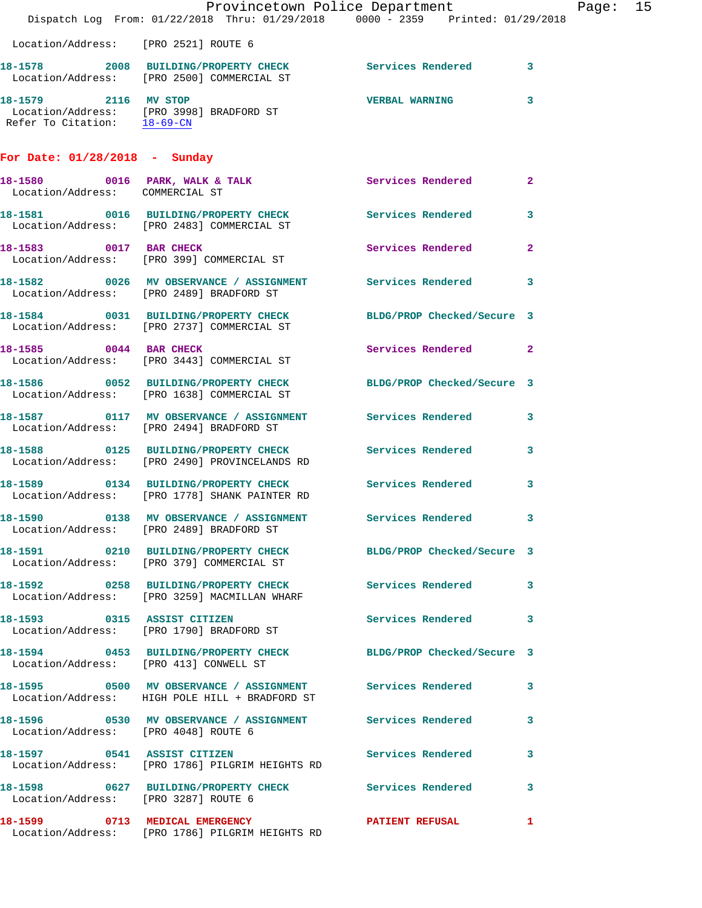Location/Address: [PRO 2521] ROUTE 6

**18-1578** 2008 **BUILDING/PROPERTY CHECK** Services Rendered 3
Location/Address: [PRO 2500] COMMERCIAL ST

**18-1579** 2116 **MV STOP** VERBAL WARNING 3
Location/Address: [PRO 3998] BRADFORD ST
Refer To Citation: 18-69-CN

## For Date: 01/28/2018 - Sunday

**18-1580** 0016 **PARK, WALK & TALK** Services Rendered 2
Location/Address: COMMERCIAL ST

**18-1581** 0016 **BUILDING/PROPERTY CHECK** Services Rendered 3
Location/Address: [PRO 2483] COMMERCIAL ST

**18-1583** 0017 **BAR CHECK** Services Rendered 2
Location/Address: [PRO 399] COMMERCIAL ST

**18-1582** 0026 **MV OBSERVANCE / ASSIGNMENT** Services Rendered 3
Location/Address: [PRO 2489] BRADFORD ST

**18-1584** 0031 **BUILDING/PROPERTY CHECK** BLDG/PROP Checked/Secure 3
Location/Address: [PRO 2737] COMMERCIAL ST

**18-1585** 0044 **BAR CHECK** Services Rendered 2
Location/Address: [PRO 3443] COMMERCIAL ST

**18-1586** 0052 **BUILDING/PROPERTY CHECK** BLDG/PROP Checked/Secure 3
Location/Address: [PRO 1638] COMMERCIAL ST

**18-1587** 0117 **MV OBSERVANCE / ASSIGNMENT** Services Rendered 3
Location/Address: [PRO 2494] BRADFORD ST

**18-1588** 0125 **BUILDING/PROPERTY CHECK** Services Rendered 3
Location/Address: [PRO 2490] PROVINCELANDS RD

**18-1589** 0134 **BUILDING/PROPERTY CHECK** Services Rendered 3
Location/Address: [PRO 1778] SHANK PAINTER RD

**18-1590** 0138 **MV OBSERVANCE / ASSIGNMENT** Services Rendered 3
Location/Address: [PRO 2489] BRADFORD ST

**18-1591** 0210 **BUILDING/PROPERTY CHECK** BLDG/PROP Checked/Secure 3
Location/Address: [PRO 379] COMMERCIAL ST

**18-1592** 0258 **BUILDING/PROPERTY CHECK** Services Rendered 3
Location/Address: [PRO 3259] MACMILLAN WHARF

**18-1593** 0315 **ASSIST CITIZEN** Services Rendered 3
Location/Address: [PRO 1790] BRADFORD ST

**18-1594** 0453 **BUILDING/PROPERTY CHECK** BLDG/PROP Checked/Secure 3
Location/Address: [PRO 413] CONWELL ST

**18-1595** 0500 **MV OBSERVANCE / ASSIGNMENT** Services Rendered 3
Location/Address: HIGH POLE HILL + BRADFORD ST

**18-1596** 0530 **MV OBSERVANCE / ASSIGNMENT** Services Rendered 3
Location/Address: [PRO 4048] ROUTE 6

**18-1597** 0541 **ASSIST CITIZEN** Services Rendered 3
Location/Address: [PRO 1786] PILGRIM HEIGHTS RD

**18-1598** 0627 **BUILDING/PROPERTY CHECK** Services Rendered 3
Location/Address: [PRO 3287] ROUTE 6

**18-1599** 0713 **MEDICAL EMERGENCY** PATIENT REFUSAL 1
Location/Address: [PRO 1786] PILGRIM HEIGHTS RD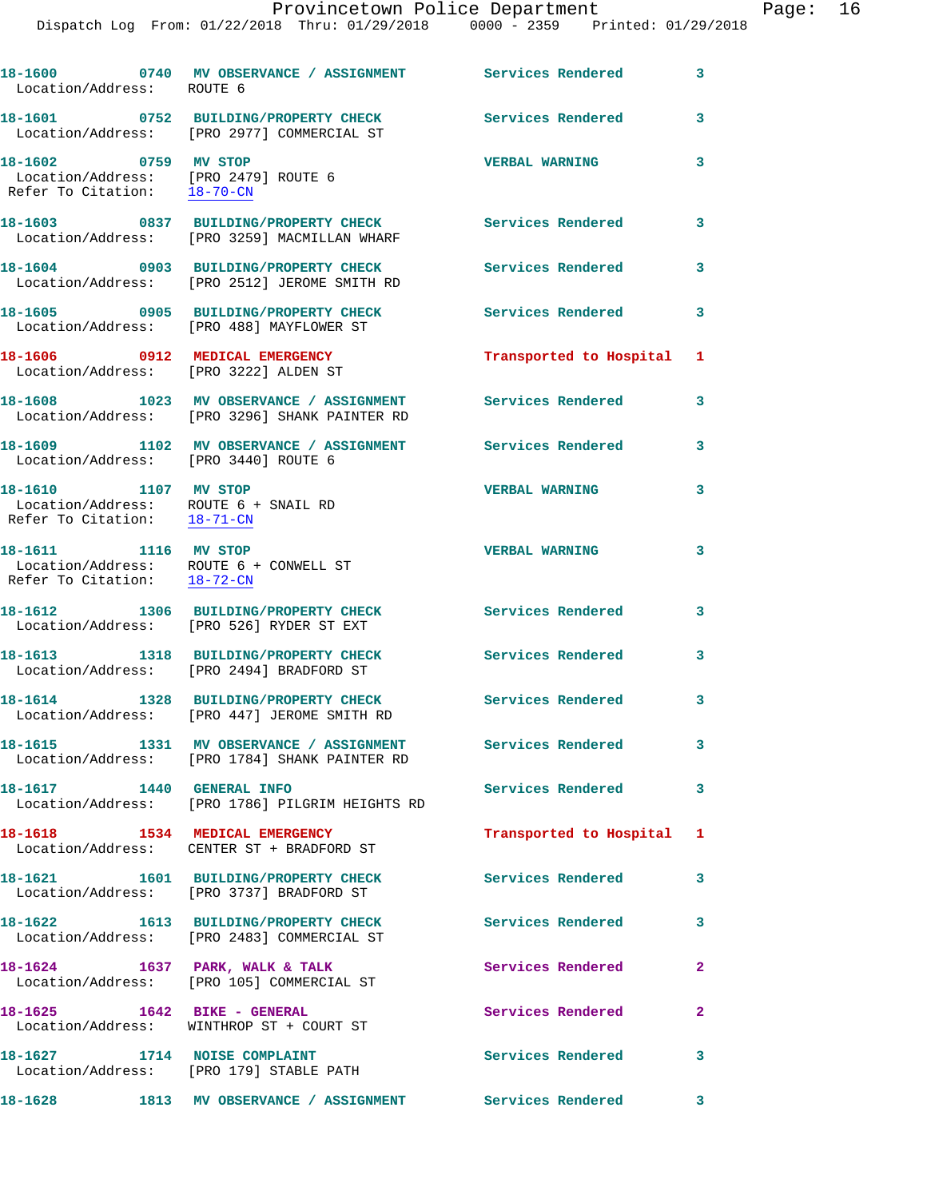18-1600 0740 MV OBSERVANCE / ASSIGNMENT Services Rendered 3
Location/Address: ROUTE 6

18-1601 0752 BUILDING/PROPERTY CHECK Services Rendered 3
Location/Address: [PRO 2977] COMMERCIAL ST

18-1602 0759 MV STOP VERBAL WARNING 3
Location/Address: [PRO 2479] ROUTE 6
Refer To Citation: 18-70-CN

18-1603 0837 BUILDING/PROPERTY CHECK Services Rendered 3
Location/Address: [PRO 3259] MACMILLAN WHARF

18-1604 0903 BUILDING/PROPERTY CHECK Services Rendered 3
Location/Address: [PRO 2512] JEROME SMITH RD

18-1605 0905 BUILDING/PROPERTY CHECK Services Rendered 3
Location/Address: [PRO 488] MAYFLOWER ST

18-1606 0912 MEDICAL EMERGENCY Transported to Hospital 1
Location/Address: [PRO 3222] ALDEN ST

18-1608 1023 MV OBSERVANCE / ASSIGNMENT Services Rendered 3
Location/Address: [PRO 3296] SHANK PAINTER RD

18-1609 1102 MV OBSERVANCE / ASSIGNMENT Services Rendered 3
Location/Address: [PRO 3440] ROUTE 6

18-1610 1107 MV STOP VERBAL WARNING 3
Location/Address: ROUTE 6 + SNAIL RD
Refer To Citation: 18-71-CN

18-1611 1116 MV STOP VERBAL WARNING 3
Location/Address: ROUTE 6 + CONWELL ST
Refer To Citation: 18-72-CN

18-1612 1306 BUILDING/PROPERTY CHECK Services Rendered 3
Location/Address: [PRO 526] RYDER ST EXT

18-1613 1318 BUILDING/PROPERTY CHECK Services Rendered 3
Location/Address: [PRO 2494] BRADFORD ST

18-1614 1328 BUILDING/PROPERTY CHECK Services Rendered 3
Location/Address: [PRO 447] JEROME SMITH RD

18-1615 1331 MV OBSERVANCE / ASSIGNMENT Services Rendered 3
Location/Address: [PRO 1784] SHANK PAINTER RD

18-1617 1440 GENERAL INFO Services Rendered 3
Location/Address: [PRO 1786] PILGRIM HEIGHTS RD

18-1618 1534 MEDICAL EMERGENCY Transported to Hospital 1
Location/Address: CENTER ST + BRADFORD ST

18-1621 1601 BUILDING/PROPERTY CHECK Services Rendered 3
Location/Address: [PRO 3737] BRADFORD ST

18-1622 1613 BUILDING/PROPERTY CHECK Services Rendered 3
Location/Address: [PRO 2483] COMMERCIAL ST

18-1624 1637 PARK, WALK & TALK Services Rendered 2
Location/Address: [PRO 105] COMMERCIAL ST

18-1625 1642 BIKE - GENERAL Services Rendered 2
Location/Address: WINTHROP ST + COURT ST

18-1627 1714 NOISE COMPLAINT Services Rendered 3
Location/Address: [PRO 179] STABLE PATH

18-1628 1813 MV OBSERVANCE / ASSIGNMENT Services Rendered 3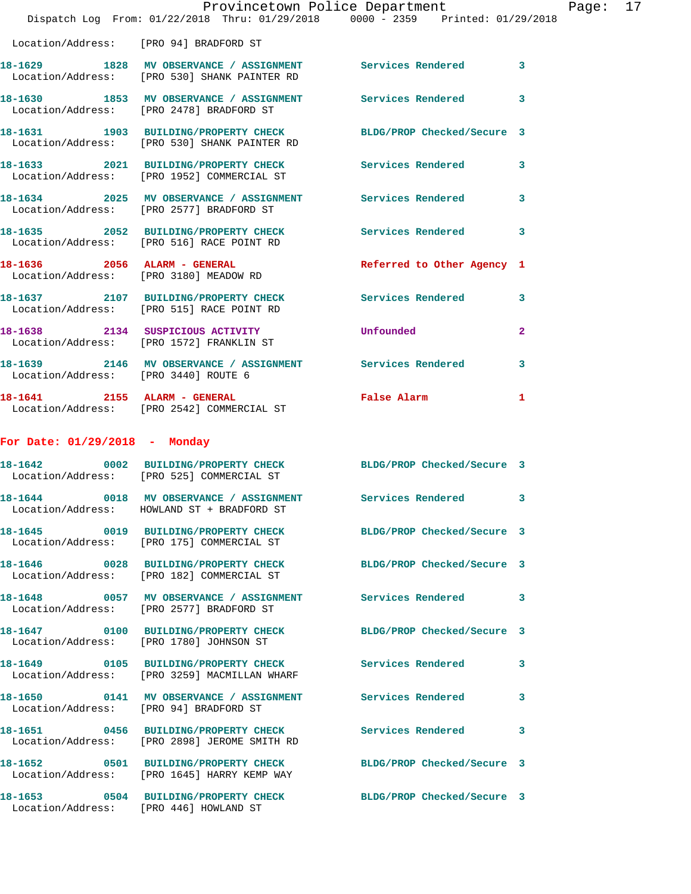Location/Address: [PRO 94] BRADFORD ST

**18-1629** 1828 **MV OBSERVANCE / ASSIGNMENT** Services Rendered 3
Location/Address: [PRO 530] SHANK PAINTER RD

**18-1630** 1853 **MV OBSERVANCE / ASSIGNMENT** Services Rendered 3
Location/Address: [PRO 2478] BRADFORD ST

**18-1631** 1903 **BUILDING/PROPERTY CHECK** BLDG/PROP Checked/Secure 3
Location/Address: [PRO 530] SHANK PAINTER RD

**18-1633** 2021 **BUILDING/PROPERTY CHECK** Services Rendered 3
Location/Address: [PRO 1952] COMMERCIAL ST

**18-1634** 2025 **MV OBSERVANCE / ASSIGNMENT** Services Rendered 3
Location/Address: [PRO 2577] BRADFORD ST

**18-1635** 2052 **BUILDING/PROPERTY CHECK** Services Rendered 3
Location/Address: [PRO 516] RACE POINT RD

**18-1636** 2056 **ALARM - GENERAL** Referred to Other Agency 1
Location/Address: [PRO 3180] MEADOW RD

**18-1637** 2107 **BUILDING/PROPERTY CHECK** Services Rendered 3
Location/Address: [PRO 515] RACE POINT RD

**18-1638** 2134 **SUSPICIOUS ACTIVITY** Unfounded 2
Location/Address: [PRO 1572] FRANKLIN ST

**18-1639** 2146 **MV OBSERVANCE / ASSIGNMENT** Services Rendered 3
Location/Address: [PRO 3440] ROUTE 6

**18-1641** 2155 **ALARM - GENERAL** False Alarm 1
Location/Address: [PRO 2542] COMMERCIAL ST

## For Date: 01/29/2018 - Monday

**18-1642** 0002 **BUILDING/PROPERTY CHECK** BLDG/PROP Checked/Secure 3
Location/Address: [PRO 525] COMMERCIAL ST

**18-1644** 0018 **MV OBSERVANCE / ASSIGNMENT** Services Rendered 3
Location/Address: HOWLAND ST + BRADFORD ST

**18-1645** 0019 **BUILDING/PROPERTY CHECK** BLDG/PROP Checked/Secure 3
Location/Address: [PRO 175] COMMERCIAL ST

**18-1646** 0028 **BUILDING/PROPERTY CHECK** BLDG/PROP Checked/Secure 3
Location/Address: [PRO 182] COMMERCIAL ST

**18-1648** 0057 **MV OBSERVANCE / ASSIGNMENT** Services Rendered 3
Location/Address: [PRO 2577] BRADFORD ST

**18-1647** 0100 **BUILDING/PROPERTY CHECK** BLDG/PROP Checked/Secure 3
Location/Address: [PRO 1780] JOHNSON ST

**18-1649** 0105 **BUILDING/PROPERTY CHECK** Services Rendered 3
Location/Address: [PRO 3259] MACMILLAN WHARF

**18-1650** 0141 **MV OBSERVANCE / ASSIGNMENT** Services Rendered 3
Location/Address: [PRO 94] BRADFORD ST

**18-1651** 0456 **BUILDING/PROPERTY CHECK** Services Rendered 3
Location/Address: [PRO 2898] JEROME SMITH RD

**18-1652** 0501 **BUILDING/PROPERTY CHECK** BLDG/PROP Checked/Secure 3
Location/Address: [PRO 1645] HARRY KEMP WAY

**18-1653** 0504 **BUILDING/PROPERTY CHECK** BLDG/PROP Checked/Secure 3
Location/Address: [PRO 446] HOWLAND ST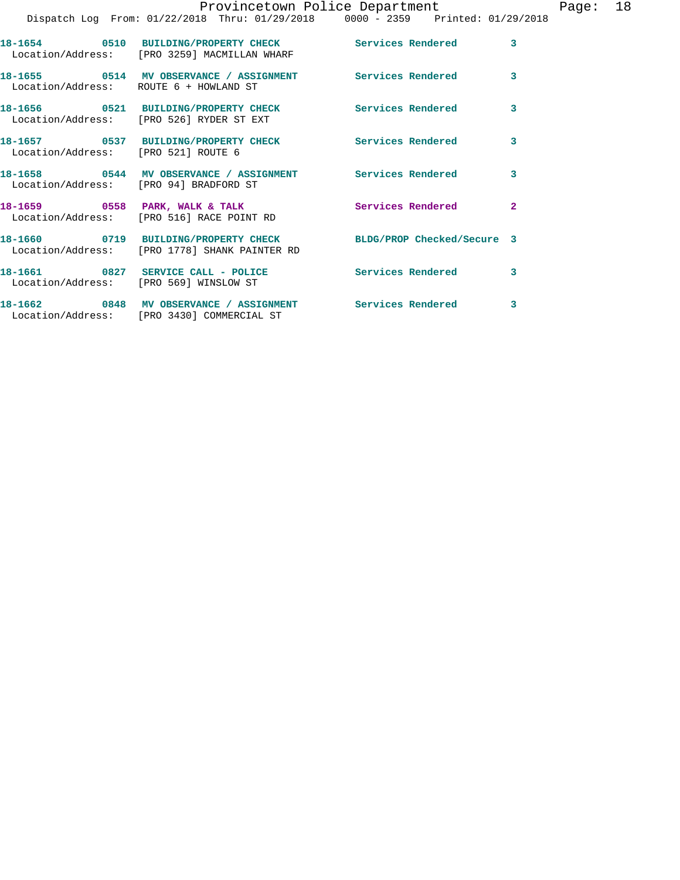18-1654 0510 BUILDING/PROPERTY CHECK Services Rendered 3
Location/Address: [PRO 3259] MACMILLAN WHARF

18-1655 0514 MV OBSERVANCE / ASSIGNMENT Services Rendered 3
Location/Address: ROUTE 6 + HOWLAND ST

18-1656 0521 BUILDING/PROPERTY CHECK Services Rendered 3
Location/Address: [PRO 526] RYDER ST EXT

18-1657 0537 BUILDING/PROPERTY CHECK Services Rendered 3
Location/Address: [PRO 521] ROUTE 6

18-1658 0544 MV OBSERVANCE / ASSIGNMENT Services Rendered 3
Location/Address: [PRO 94] BRADFORD ST

18-1659 0558 PARK, WALK & TALK Services Rendered 2
Location/Address: [PRO 516] RACE POINT RD

18-1660 0719 BUILDING/PROPERTY CHECK BLDG/PROP Checked/Secure 3
Location/Address: [PRO 1778] SHANK PAINTER RD

18-1661 0827 SERVICE CALL - POLICE Services Rendered 3
Location/Address: [PRO 569] WINSLOW ST

18-1662 0848 MV OBSERVANCE / ASSIGNMENT Services Rendered 3
Location/Address: [PRO 3430] COMMERCIAL ST